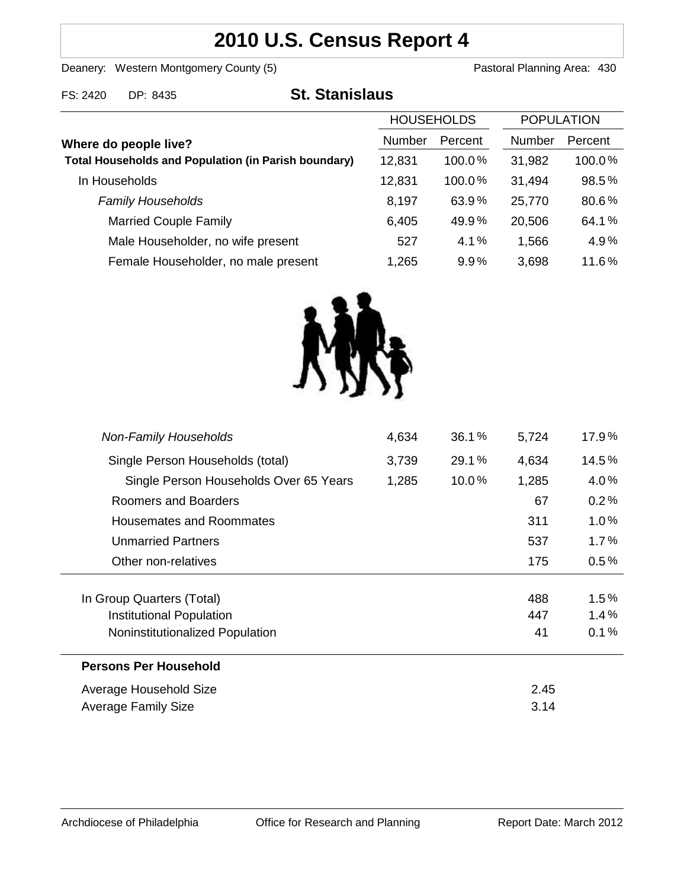# 2010 U.S. Census Report 4

Deanery: Western Montgomery County (5) Pastoral Planning Area: 430

FS: 2420 DP: 8435

## St. Stanislaus

| Where do people live? | HOUSEHOLDS Number | HOUSEHOLDS Percent | POPULATION Number | POPULATION Percent |
|---|---|---|---|---|
| **Total Households and Population (in Parish boundary)** | 12,831 | 100.0% | 31,982 | 100.0% |
| In Households | 12,831 | 100.0% | 31,494 | 98.5% |
| *Family Households* | 8,197 | 63.9% | 25,770 | 80.6% |
| Married Couple Family | 6,405 | 49.9% | 20,506 | 64.1% |
| Male Householder, no wife present | 527 | 4.1% | 1,566 | 4.9% |
| Female Householder, no male present | 1,265 | 9.9% | 3,698 | 11.6% |
| *Non-Family Households* | 4,634 | 36.1% | 5,724 | 17.9% |
| Single Person Households (total) | 3,739 | 29.1% | 4,634 | 14.5% |
| Single Person Households Over 65 Years | 1,285 | 10.0% | 1,285 | 4.0% |
| Roomers and Boarders | | | 67 | 0.2% |
| Housemates and Roommates | | | 311 | 1.0% |
| Unmarried Partners | | | 537 | 1.7% |
| Other non-relatives | | | 175 | 0.5% |
| In Group Quarters (Total) | | | 488 | 1.5% |
| Institutional Population | | | 447 | 1.4% |
| Noninstitutionalized Population | | | 41 | 0.1% |

**Persons Per Household**

| | |
|---|---|
| Average Household Size | 2.45 |
| Average Family Size | 3.14 |

Archdiocese of Philadelphia Office for Research and Planning Report Date: March 2012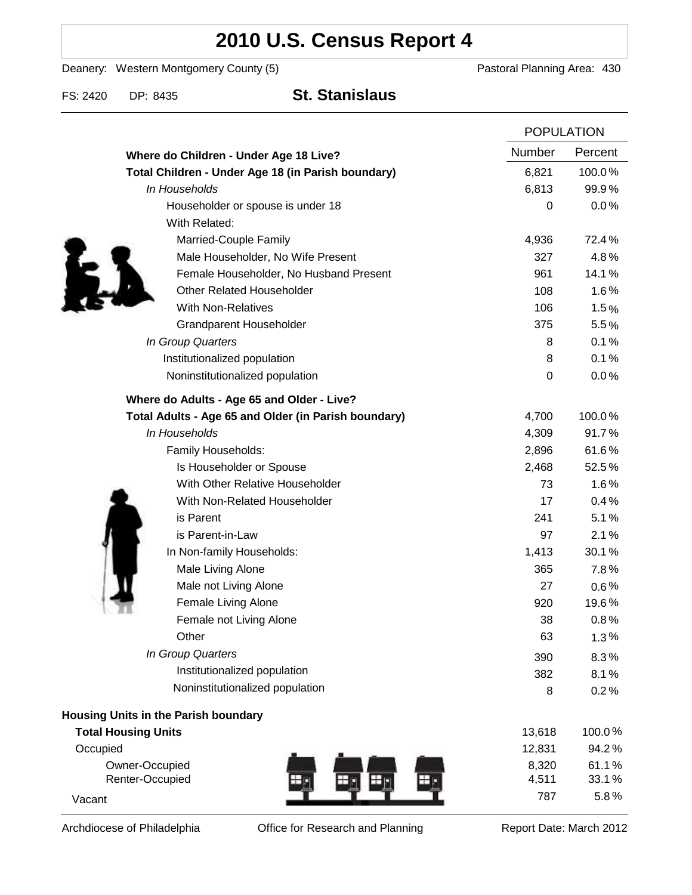# 2010 U.S. Census Report 4

Deanery: Western Montgomery County (5) Pastoral Planning Area: 430

FS: 2420 DP: 8435 **St. Stanislaus**

| | POPULATION | |
|---|---|---|
| | Number | Percent |
| **Where do Children - Under Age 18 Live?** | | |
| **Total Children - Under Age 18 (in Parish boundary)** | 6,821 | 100.0% |
| *In Households* | 6,813 | 99.9% |
| Householder or spouse is under 18 | 0 | 0.0% |
| With Related: | | |
| Married-Couple Family | 4,936 | 72.4% |
| Male Householder, No Wife Present | 327 | 4.8% |
| Female Householder, No Husband Present | 961 | 14.1% |
| Other Related Householder | 108 | 1.6% |
| With Non-Relatives | 106 | 1.5% |
| Grandparent Householder | 375 | 5.5% |
| *In Group Quarters* | 8 | 0.1% |
| Institutionalized population | 8 | 0.1% |
| Noninstitutionalized population | 0 | 0.0% |
| **Where do Adults - Age 65 and Older - Live?** | | |
| **Total Adults - Age 65 and Older (in Parish boundary)** | 4,700 | 100.0% |
| *In Households* | 4,309 | 91.7% |
| Family Households: | 2,896 | 61.6% |
| Is Householder or Spouse | 2,468 | 52.5% |
| With Other Relative Householder | 73 | 1.6% |
| With Non-Related Householder | 17 | 0.4% |
| is Parent | 241 | 5.1% |
| is Parent-in-Law | 97 | 2.1% |
| In Non-family Households: | 1,413 | 30.1% |
| Male Living Alone | 365 | 7.8% |
| Male not Living Alone | 27 | 0.6% |
| Female Living Alone | 920 | 19.6% |
| Female not Living Alone | 38 | 0.8% |
| Other | 63 | 1.3% |
| *In Group Quarters* | 390 | 8.3% |
| Institutionalized population | 382 | 8.1% |
| Noninstitutionalized population | 8 | 0.2% |
| **Housing Units in the Parish boundary** | | |
| **Total Housing Units** | 13,618 | 100.0% |
| Occupied | 12,831 | 94.2% |
| Owner-Occupied | 8,320 | 61.1% |
| Renter-Occupied | 4,511 | 33.1% |
| Vacant | 787 | 5.8% |

Archdiocese of Philadelphia Office for Research and Planning Report Date: March 2012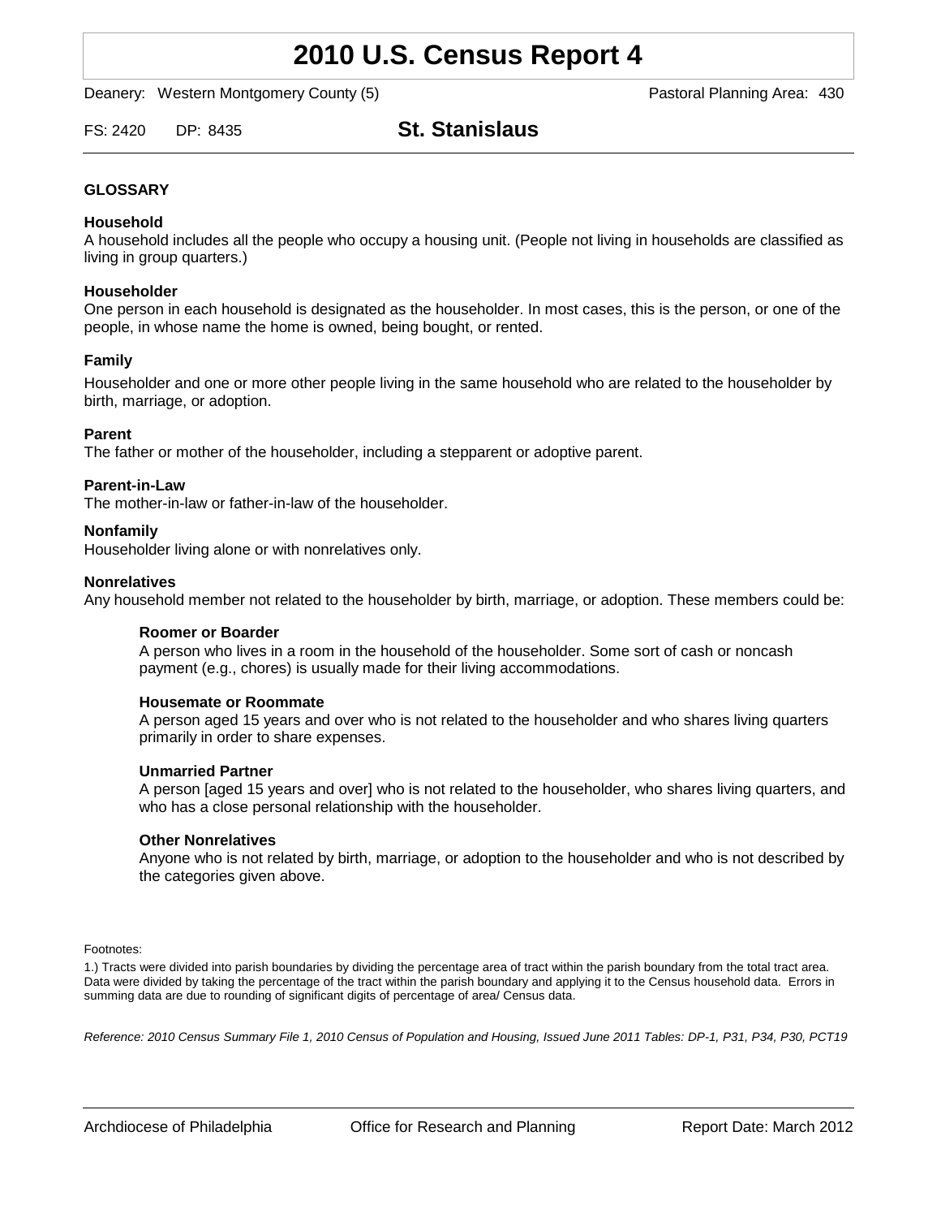# 2010 U.S. Census Report 4

Deanery: Western Montgomery County (5) Pastoral Planning Area: 430

FS: 2420 DP: 8435 **St. Stanislaus**

## GLOSSARY

**Household**
A household includes all the people who occupy a housing unit. (People not living in households are classified as living in group quarters.)

**Householder**
One person in each household is designated as the householder. In most cases, this is the person, or one of the people, in whose name the home is owned, being bought, or rented.

**Family**
Householder and one or more other people living in the same household who are related to the householder by birth, marriage, or adoption.

**Parent**
The father or mother of the householder, including a stepparent or adoptive parent.

**Parent-in-Law**
The mother-in-law or father-in-law of the householder.

**Nonfamily**
Householder living alone or with nonrelatives only.

**Nonrelatives**
Any household member not related to the householder by birth, marriage, or adoption. These members could be:

> **Roomer or Boarder**
> A person who lives in a room in the household of the householder. Some sort of cash or noncash payment (e.g., chores) is usually made for their living accommodations.
>
> **Housemate or Roommate**
> A person aged 15 years and over who is not related to the householder and who shares living quarters primarily in order to share expenses.
>
> **Unmarried Partner**
> A person [aged 15 years and over] who is not related to the householder, who shares living quarters, and who has a close personal relationship with the householder.
>
> **Other Nonrelatives**
> Anyone who is not related by birth, marriage, or adoption to the householder and who is not described by the categories given above.

Footnotes:

1.) Tracts were divided into parish boundaries by dividing the percentage area of tract within the parish boundary from the total tract area. Data were divided by taking the percentage of the tract within the parish boundary and applying it to the Census household data. Errors in summing data are due to rounding of significant digits of percentage of area/ Census data.

*Reference: 2010 Census Summary File 1, 2010 Census of Population and Housing, Issued June 2011 Tables: DP-1, P31, P34, P30, PCT19*

Archdiocese of Philadelphia Office for Research and Planning Report Date: March 2012